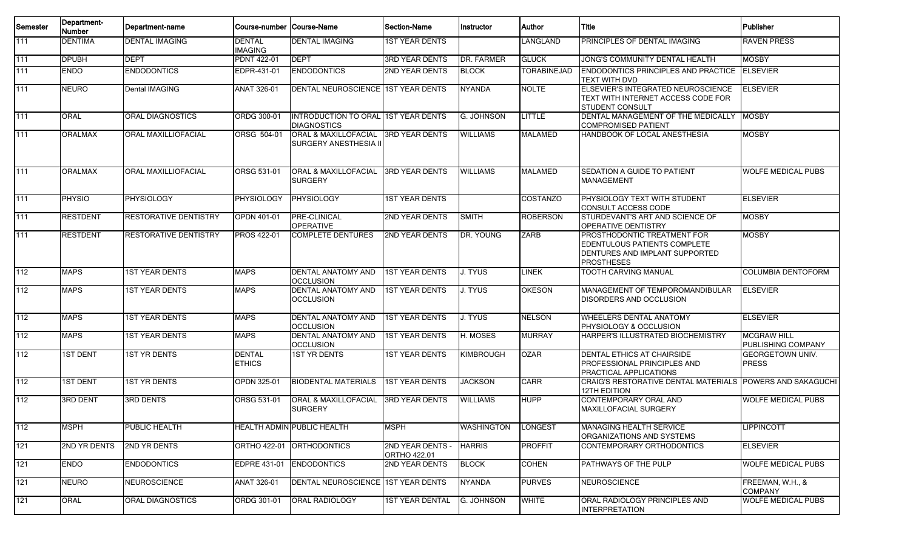| Semester | Department-Number | Department-name | Course-number | Course-Name | Section-Name | Instructor | Author | Title | Publisher |
|---|---|---|---|---|---|---|---|---|---|
| 111 | DENTIMA | DENTAL IMAGING | DENTAL IMAGING | DENTAL IMAGING | 1ST YEAR DENTS | | LANGLAND | PRINCIPLES OF DENTAL IMAGING | RAVEN PRESS |
| 111 | DPUBH | DEPT | PDNT 422-01 | DEPT | 3RD YEAR DENTS | DR. FARMER | GLUCK | JONG'S COMMUNITY DENTAL HEALTH | MOSBY |
| 111 | ENDO | ENDODONTICS | EDPR-431-01 | ENDODONTICS | 2ND YEAR DENTS | BLOCK | TORABINEJAD | ENDODONTICS PRINCIPLES AND PRACTICE TEXT WITH DVD | ELSEVIER |
| 111 | NEURO | Dental IMAGING | ANAT 326-01 | DENTAL NEUROSCIENCE | 1ST YEAR DENTS | NYANDA | NOLTE | ELSEVIER'S INTEGRATED NEUROSCIENCE TEXT WITH INTERNET ACCESS CODE FOR STUDENT CONSULT | ELSEVIER |
| 111 | ORAL | ORAL DIAGNOSTICS | ORDG 300-01 | INTRODUCTION TO ORAL DIAGNOSTICS | 1ST YEAR DENTS | G. JOHNSON | LITTLE | DENTAL MANAGEMENT OF THE MEDICALLY COMPROMISED PATIENT | MOSBY |
| 111 | ORALMAX | ORAL MAXILLIOFACIAL | ORSG 504-01 | ORAL & MAXILLOFACIAL SURGERY ANESTHESIA II | 3RD YEAR DENTS | WILLIAMS | MALAMED | HANDBOOK OF LOCAL ANESTHESIA | MOSBY |
| 111 | ORALMAX | ORAL MAXILLIOFACIAL | ORSG 531-01 | ORAL & MAXILLOFACIAL SURGERY | 3RD YEAR DENTS | WILLIAMS | MALAMED | SEDATION A GUIDE TO PATIENT MANAGEMENT | WOLFE MEDICAL PUBS |
| 111 | PHYSIO | PHYSIOLOGY | PHYSIOLOGY | PHYSIOLOGY | 1ST YEAR DENTS | | COSTANZO | PHYSIOLOGY TEXT WITH STUDENT CONSULT ACCESS CODE | ELSEVIER |
| 111 | RESTDENT | RESTORATIVE DENTISTRY | OPDN 401-01 | PRE-CLINICAL OPERATIVE | 2ND YEAR DENTS | SMITH | ROBERSON | STURDEVANT'S ART AND SCIENCE OF OPERATIVE DENTISTRY | MOSBY |
| 111 | RESTDENT | RESTORATIVE DENTISTRY | PROS 422-01 | COMPLETE DENTURES | 2ND YEAR DENTS | DR. YOUNG | ZARB | PROSTHODONTIC TREATMENT FOR EDENTULOUS PATIENTS COMPLETE DENTURES AND IMPLANT SUPPORTED PROSTHESES | MOSBY |
| 112 | MAPS | 1ST YEAR DENTS | MAPS | DENTAL ANATOMY AND OCCLUSION | 1ST YEAR DENTS | J. TYUS | LINEK | TOOTH CARVING MANUAL | COLUMBIA DENTOFORM |
| 112 | MAPS | 1ST YEAR DENTS | MAPS | DENTAL ANATOMY AND OCCLUSION | 1ST YEAR DENTS | J. TYUS | OKESON | MANAGEMENT OF TEMPOROMANDIBULAR DISORDERS AND OCCLUSION | ELSEVIER |
| 112 | MAPS | 1ST YEAR DENTS | MAPS | DENTAL ANATOMY AND OCCLUSION | 1ST YEAR DENTS | J. TYUS | NELSON | WHEELERS DENTAL ANATOMY PHYSIOLOGY & OCCLUSION | ELSEVIER |
| 112 | MAPS | 1ST YEAR DENTS | MAPS | DENTAL ANATOMY AND OCCLUSION | 1ST YEAR DENTS | H. MOSES | MURRAY | HARPER'S ILLUSTRATED BIOCHEMISTRY | MCGRAW HILL PUBLISHING COMPANY |
| 112 | 1ST DENT | 1ST YR DENTS | DENTAL ETHICS | 1ST YR DENTS | 1ST YEAR DENTS | KIMBROUGH | OZAR | DENTAL ETHICS AT CHAIRSIDE PROFESSIONAL PRINCIPLES AND PRACTICAL APPLICATIONS | GEORGETOWN UNIV. PRESS |
| 112 | 1ST DENT | 1ST YR DENTS | OPDN 325-01 | BIODENTAL MATERIALS | 1ST YEAR DENTS | JACKSON | CARR | CRAIG'S RESTORATIVE DENTAL MATERIALS 12TH EDITION | POWERS AND SAKAGUCHI |
| 112 | 3RD DENT | 3RD DENTS | ORSG 531-01 | ORAL & MAXILLOFACIAL SURGERY | 3RD YEAR DENTS | WILLIAMS | HUPP | CONTEMPORARY ORAL AND MAXILLOFACIAL SURGERY | WOLFE MEDICAL PUBS |
| 112 | MSPH | PUBLIC HEALTH | HEALTH ADMIN | PUBLIC HEALTH | MSPH | WASHINGTON | LONGEST | MANAGING HEALTH SERVICE ORGANIZATIONS AND SYSTEMS | LIPPINCOTT |
| 121 | 2ND YR DENTS | 2ND YR DENTS | ORTHO 422-01 | ORTHODONTICS | 2ND YEAR DENTS - ORTHO 422.01 | HARRIS | PROFFIT | CONTEMPORARY ORTHODONTICS | ELSEVIER |
| 121 | ENDO | ENDODONTICS | EDPRE 431-01 | ENDODONTICS | 2ND YEAR DENTS | BLOCK | COHEN | PATHWAYS OF THE PULP | WOLFE MEDICAL PUBS |
| 121 | NEURO | NEUROSCIENCE | ANAT 326-01 | DENTAL NEUROSCIENCE | 1ST YEAR DENTS | NYANDA | PURVES | NEUROSCIENCE | FREEMAN, W.H., & COMPANY |
| 121 | ORAL | ORAL DIAGNOSTICS | ORDG 301-01 | ORAL RADIOLOGY | 1ST YEAR DENTAL | G. JOHNSON | WHITE | ORAL RADIOLOGY PRINCIPLES AND INTERPRETATION | WOLFE MEDICAL PUBS |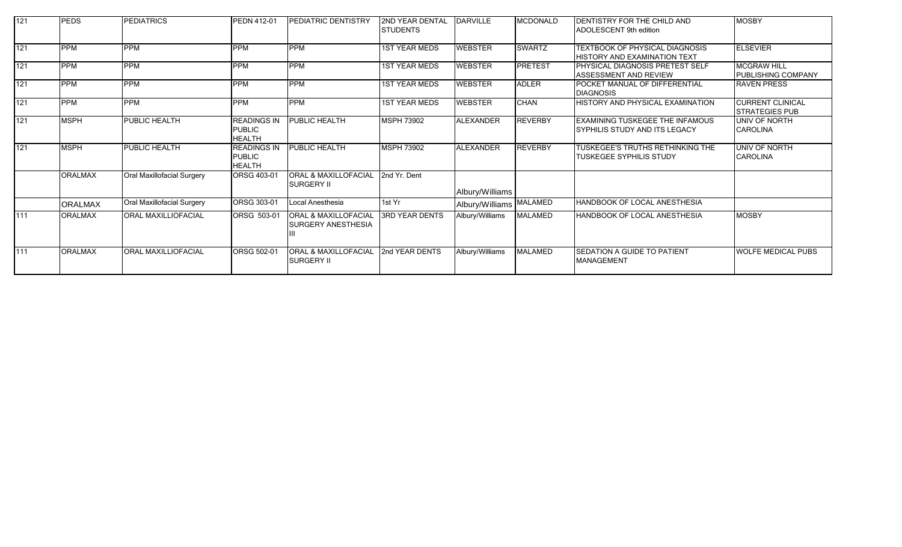| | | | | | | | | | |
|---|---|---|---|---|---|---|---|---|---|
| 121 | PEDS | PEDIATRICS | PEDN 412-01 | PEDIATRIC DENTISTRY | 2ND YEAR DENTAL STUDENTS | DARVILLE | MCDONALD | DENTISTRY FOR THE CHILD AND ADOLESCENT 9th edition | MOSBY |
| 121 | PPM | PPM | PPM | PPM | 1ST YEAR MEDS | WEBSTER | SWARTZ | TEXTBOOK OF PHYSICAL DIAGNOSIS HISTORY AND EXAMINATION TEXT | ELSEVIER |
| 121 | PPM | PPM | PPM | PPM | 1ST YEAR MEDS | WEBSTER | PRETEST | PHYSICAL DIAGNOSIS PRETEST SELF ASSESSMENT AND REVIEW | MCGRAW HILL PUBLISHING COMPANY |
| 121 | PPM | PPM | PPM | PPM | 1ST YEAR MEDS | WEBSTER | ADLER | POCKET MANUAL OF DIFFERENTIAL DIAGNOSIS | RAVEN PRESS |
| 121 | PPM | PPM | PPM | PPM | 1ST YEAR MEDS | WEBSTER | CHAN | HISTORY AND PHYSICAL EXAMINATION | CURRENT CLINICAL STRATEGIES PUB |
| 121 | MSPH | PUBLIC HEALTH | READINGS IN PUBLIC HEALTH | PUBLIC HEALTH | MSPH 73902 | ALEXANDER | REVERBY | EXAMINING TUSKEGEE THE INFAMOUS SYPHILIS STUDY AND ITS LEGACY | UNIV OF NORTH CAROLINA |
| 121 | MSPH | PUBLIC HEALTH | READINGS IN PUBLIC HEALTH | PUBLIC HEALTH | MSPH 73902 | ALEXANDER | REVERBY | TUSKEGEE'S TRUTHS RETHINKING THE TUSKEGEE SYPHILIS STUDY | UNIV OF NORTH CAROLINA |
| | ORALMAX | Oral Maxillofacial Surgery | ORSG 403-01 | ORAL & MAXILLOFACIAL SURGERY II | 2nd Yr. Dent | Albury/Williams | | | |
| | ORALMAX | Oral Maxillofacial Surgery | ORSG 303-01 | Local Anesthesia | 1st Yr | Albury/Williams | MALAMED | HANDBOOK OF LOCAL ANESTHESIA | |
| 111 | ORALMAX | ORAL MAXILLIOFACIAL | ORSG 503-01 | ORAL & MAXILLOFACIAL SURGERY ANESTHESIA III | 3RD YEAR DENTS | Albury/Williams | MALAMED | HANDBOOK OF LOCAL ANESTHESIA | MOSBY |
| 111 | ORALMAX | ORAL MAXILLIOFACIAL | ORSG 502-01 | ORAL & MAXILLOFACIAL SURGERY II | 2nd YEAR DENTS | Albury/Williams | MALAMED | SEDATION A GUIDE TO PATIENT MANAGEMENT | WOLFE MEDICAL PUBS |